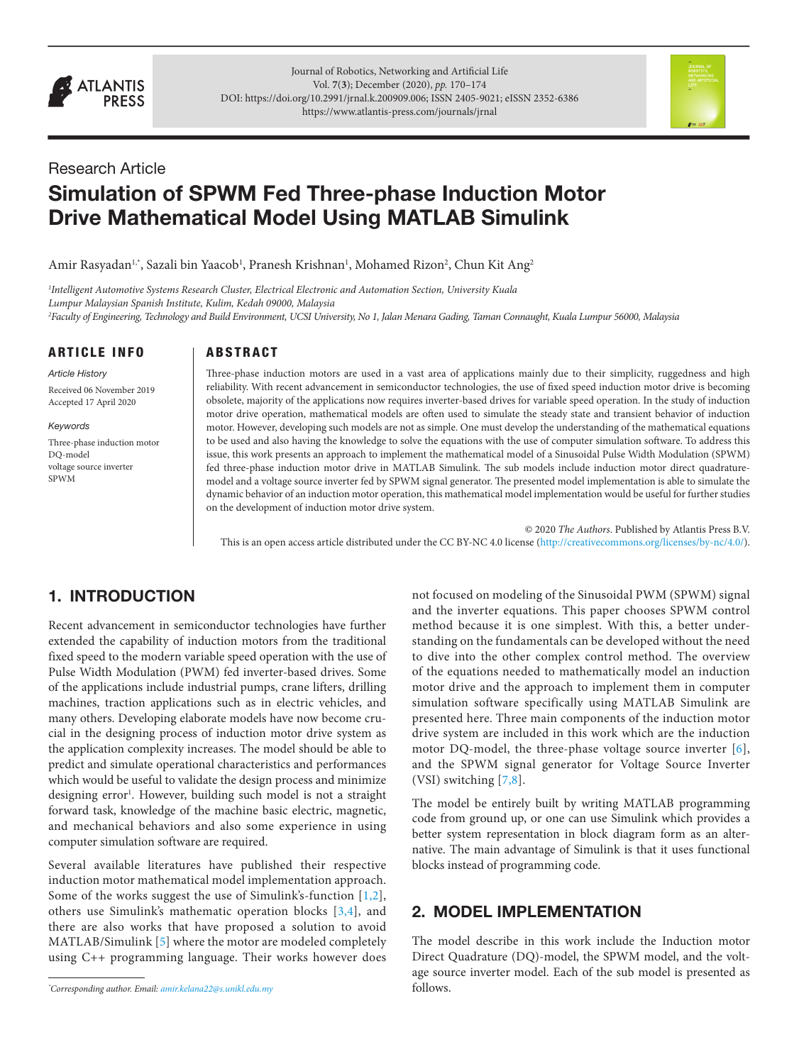Research Article

# Simulation of SPWM Fed Three-phase Induction Motor Drive Mathematical Model Using MATLAB Simulink

Amir Rasyadan[1,*], Sazali bin Yaacob[1], Pranesh Krishnan[1], Mohamed Rizon[2], Chun Kit Ang[2]

[1]*Intelligent Automotive Systems Research Cluster, Electrical Electronic and Automation Section, University Kuala Lumpur Malaysian Spanish Institute, Kulim, Kedah 09000, Malaysia*
[2]*Faculty of Engineering, Technology and Build Environment, UCSI University, No 1, Jalan Menara Gading, Taman Connaught, Kuala Lumpur 56000, Malaysia*

## ARTICLE INFO

*Article History*

Received 06 November 2019
Accepted 17 April 2020

*Keywords*

Three-phase induction motor
DQ-model
voltage source inverter
SPWM

## ABSTRACT

Three-phase induction motors are used in a vast area of applications mainly due to their simplicity, ruggedness and high reliability. With recent advancement in semiconductor technologies, the use of fixed speed induction motor drive is becoming obsolete, majority of the applications now requires inverter-based drives for variable speed operation. In the study of induction motor drive operation, mathematical models are often used to simulate the steady state and transient behavior of induction motor. However, developing such models are not as simple. One must develop the understanding of the mathematical equations to be used and also having the knowledge to solve the equations with the use of computer simulation software. To address this issue, this work presents an approach to implement the mathematical model of a Sinusoidal Pulse Width Modulation (SPWM) fed three-phase induction motor drive in MATLAB Simulink. The sub models include induction motor direct quadrature-model and a voltage source inverter fed by SPWM signal generator. The presented model implementation is able to simulate the dynamic behavior of an induction motor operation, this mathematical model implementation would be useful for further studies on the development of induction motor drive system.

© 2020 *The Authors*. Published by Atlantis Press B.V.
This is an open access article distributed under the CC BY-NC 4.0 license (http://creativecommons.org/licenses/by-nc/4.0/).

## 1. INTRODUCTION

Recent advancement in semiconductor technologies have further extended the capability of induction motors from the traditional fixed speed to the modern variable speed operation with the use of Pulse Width Modulation (PWM) fed inverter-based drives. Some of the applications include industrial pumps, crane lifters, drilling machines, traction applications such as in electric vehicles, and many others. Developing elaborate models have now become crucial in the designing process of induction motor drive system as the application complexity increases. The model should be able to predict and simulate operational characteristics and performances which would be useful to validate the design process and minimize designing error[1]. However, building such model is not a straight forward task, knowledge of the machine basic electric, magnetic, and mechanical behaviors and also some experience in using computer simulation software are required.

Several available literatures have published their respective induction motor mathematical model implementation approach. Some of the works suggest the use of Simulink's-function [1,2], others use Simulink's mathematic operation blocks [3,4], and there are also works that have proposed a solution to avoid MATLAB/Simulink [5] where the motor are modeled completely using C++ programming language. Their works however does not focused on modeling of the Sinusoidal PWM (SPWM) signal and the inverter equations. This paper chooses SPWM control method because it is one simplest. With this, a better understanding on the fundamentals can be developed without the need to dive into the other complex control method. The overview of the equations needed to mathematically model an induction motor drive and the approach to implement them in computer simulation software specifically using MATLAB Simulink are presented here. Three main components of the induction motor drive system are included in this work which are the induction motor DQ-model, the three-phase voltage source inverter [6], and the SPWM signal generator for Voltage Source Inverter (VSI) switching [7,8].

The model be entirely built by writing MATLAB programming code from ground up, or one can use Simulink which provides a better system representation in block diagram form as an alternative. The main advantage of Simulink is that it uses functional blocks instead of programming code.

## 2. MODEL IMPLEMENTATION

The model describe in this work include the Induction motor Direct Quadrature (DQ)-model, the SPWM model, and the voltage source inverter model. Each of the sub model is presented as follows.

*Corresponding author. Email: amir.kelana22@s.unikl.edu.my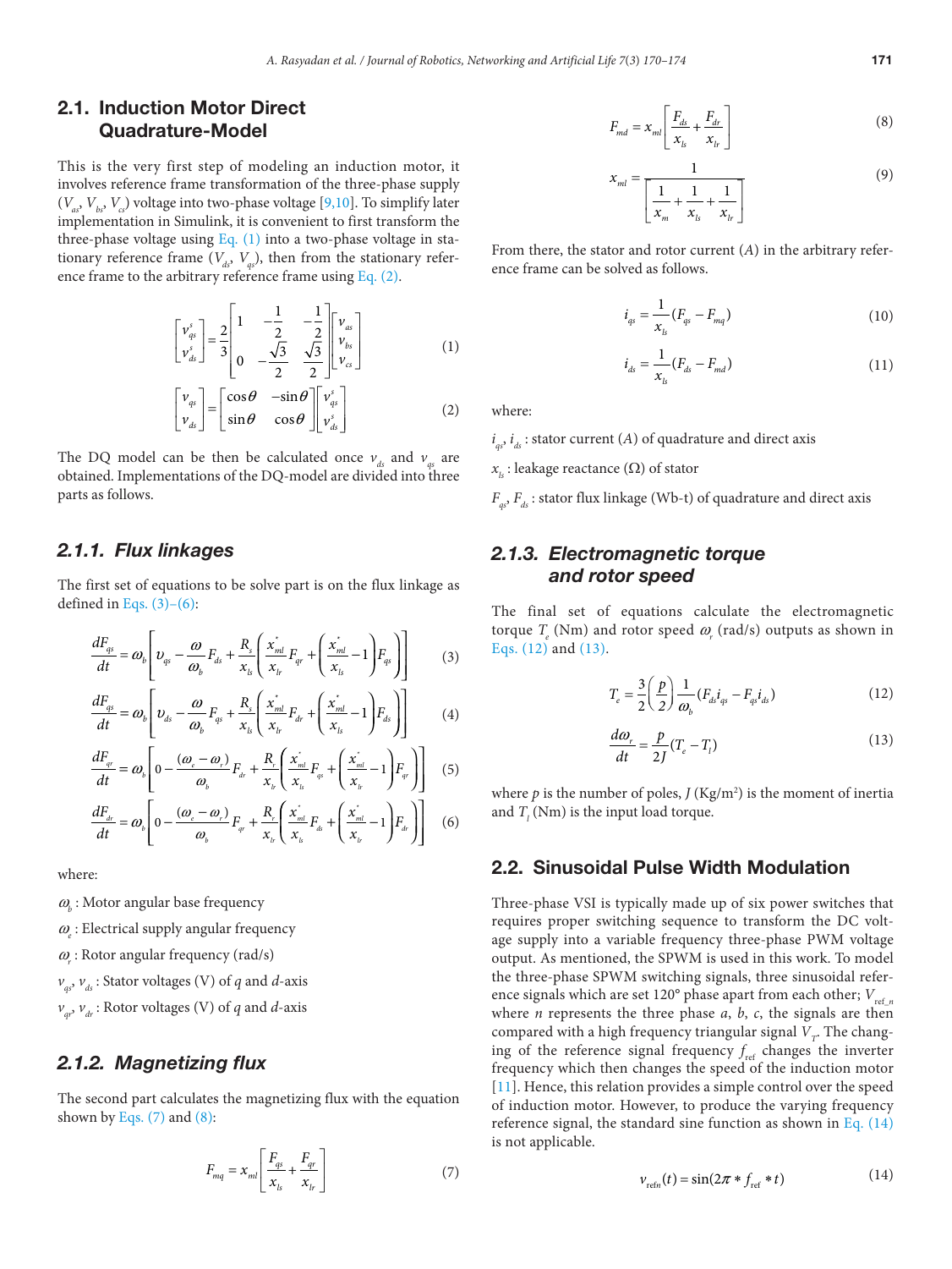## 2.1. Induction Motor Direct Quadrature-Model

This is the very first step of modeling an induction motor, it involves reference frame transformation of the three-phase supply ($V_{as}$, $V_{bs}$, $V_{cs}$) voltage into two-phase voltage [9,10]. To simplify later implementation in Simulink, it is convenient to first transform the three-phase voltage using Eq. (1) into a two-phase voltage in stationary reference frame ($V_{ds}$, $V_{qs}$), then from the stationary reference frame to the arbitrary reference frame using Eq. (2).

$$\begin{bmatrix} v_{qs}^s \\ v_{ds}^s \end{bmatrix} = \frac{2}{3} \begin{bmatrix} 1 & -\frac{1}{2} & -\frac{1}{2} \\ 0 & -\frac{\sqrt{3}}{2} & \frac{\sqrt{3}}{2} \end{bmatrix} \begin{bmatrix} v_{as} \\ v_{bs} \\ v_{cs} \end{bmatrix} \tag{1}$$

$$\begin{bmatrix} v_{qs} \\ v_{ds} \end{bmatrix} = \begin{bmatrix} \cos\theta & -\sin\theta \\ \sin\theta & \cos\theta \end{bmatrix} \begin{bmatrix} v_{qs}^s \\ v_{ds}^s \end{bmatrix} \tag{2}$$

The DQ model can be then be calculated once $v_{ds}$ and $v_{qs}$ are obtained. Implementations of the DQ-model are divided into three parts as follows.

### 2.1.1. Flux linkages

The first set of equations to be solve part is on the flux linkage as defined in Eqs. (3)–(6):

$$\frac{dF_{qs}}{dt} = \omega_b \left[ \upsilon_{qs} - \frac{\omega}{\omega_b} F_{ds} + \frac{R_s}{x_{ls}} \left( \frac{x_{ml}^*}{x_{lr}} F_{qr} + \left( \frac{x_{ml}^*}{x_{ls}} - 1 \right) F_{qs} \right) \right] \tag{3}$$

$$\frac{dF_{ds}}{dt} = \omega_b \left[ \upsilon_{ds} - \frac{\omega}{\omega_b} F_{qs} + \frac{R_s}{x_{ls}} \left( \frac{x_{ml}^*}{x_{lr}} F_{dr} + \left( \frac{x_{ml}^*}{x_{ls}} - 1 \right) F_{ds} \right) \right] \tag{4}$$

$$\frac{dF_{qr}}{dt} = \omega_b \left[ 0 - \frac{(\omega_e - \omega_r)}{\omega_b} F_{dr} + \frac{R_r}{x_{lr}} \left( \frac{x_{ml}^*}{x_{ls}} F_{qs} + \left( \frac{x_{ml}^*}{x_{lr}} - 1 \right) F_{qr} \right) \right] \tag{5}$$

$$\frac{dF_{dr}}{dt} = \omega_b \left[ 0 - \frac{(\omega_e - \omega_r)}{\omega_b} F_{qr} + \frac{R_r}{x_{lr}} \left( \frac{x_{ml}^*}{x_{ls}} F_{ds} + \left( \frac{x_{ml}^*}{x_{lr}} - 1 \right) F_{dr} \right) \right] \tag{6}$$

where:

$\omega_b$ : Motor angular base frequency

$\omega_e$ : Electrical supply angular frequency

$\omega_r$ : Rotor angular frequency (rad/s)

$v_{qs}$, $v_{ds}$ : Stator voltages (V) of $q$ and $d$-axis

$v_{qr}$, $v_{dr}$ : Rotor voltages (V) of $q$ and $d$-axis

### 2.1.2. Magnetizing flux

The second part calculates the magnetizing flux with the equation shown by Eqs. (7) and (8):

$$F_{mq} = x_{ml} \left[ \frac{F_{qs}}{x_{ls}} + \frac{F_{qr}}{x_{lr}} \right] \tag{7}$$

$$F_{md} = x_{ml} \left[ \frac{F_{ds}}{x_{ls}} + \frac{F_{dr}}{x_{lr}} \right] \tag{8}$$

$$x_{ml} = \frac{1}{\left[ \frac{1}{x_m} + \frac{1}{x_{ls}} + \frac{1}{x_{lr}} \right]} \tag{9}$$

From there, the stator and rotor current ($A$) in the arbitrary reference frame can be solved as follows.

$$i_{qs} = \frac{1}{x_{ls}} (F_{qs} - F_{mq}) \tag{10}$$

$$i_{ds} = \frac{1}{x_{ls}} (F_{ds} - F_{md}) \tag{11}$$

where:

$i_{qs}$, $i_{ds}$ : stator current ($A$) of quadrature and direct axis

$x_{ls}$ : leakage reactance (Ω) of stator

$F_{qs}$, $F_{ds}$ : stator flux linkage (Wb-t) of quadrature and direct axis

### 2.1.3. Electromagnetic torque and rotor speed

The final set of equations calculate the electromagnetic torque $T_e$ (Nm) and rotor speed $\omega_r$ (rad/s) outputs as shown in Eqs. (12) and (13).

$$T_e = \frac{3}{2} \left( \frac{p}{2} \right) \frac{1}{\omega_b} (F_{ds} i_{qs} - F_{qs} i_{ds}) \tag{12}$$

$$\frac{d\omega_r}{dt} = \frac{p}{2J} (T_e - T_l) \tag{13}$$

where $p$ is the number of poles, $J$ (Kg/m$^2$) is the moment of inertia and $T_l$ (Nm) is the input load torque.

## 2.2. Sinusoidal Pulse Width Modulation

Three-phase VSI is typically made up of six power switches that requires proper switching sequence to transform the DC voltage supply into a variable frequency three-phase PWM voltage output. As mentioned, the SPWM is used in this work. To model the three-phase SPWM switching signals, three sinusoidal reference signals which are set 120° phase apart from each other; $V_{\text{ref\_}n}$ where $n$ represents the three phase $a$, $b$, $c$, the signals are then compared with a high frequency triangular signal $V_T$. The changing of the reference signal frequency $f_{\text{ref}}$ changes the inverter frequency which then changes the speed of the induction motor [11]. Hence, this relation provides a simple control over the speed of induction motor. However, to produce the varying frequency reference signal, the standard sine function as shown in Eq. (14) is not applicable.

$$v_{\text{ref}n}(t) = \sin(2\pi * f_{\text{ref}} * t) \tag{14}$$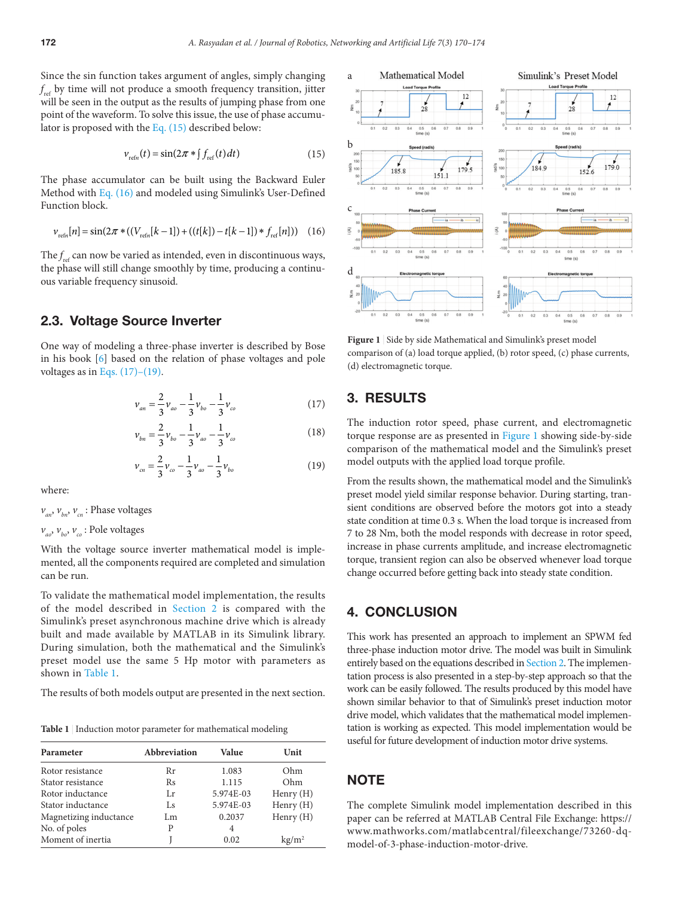Since the sin function takes argument of angles, simply changing $f_{ref}$ by time will not produce a smooth frequency transition, jitter will be seen in the output as the results of jumping phase from one point of the waveform. To solve this issue, the use of phase accumulator is proposed with the Eq. (15) described below:

$$v_{refn}(t) = \sin(2\pi * \int f_{ref}(t)\,dt) \tag{15}$$

The phase accumulator can be built using the Backward Euler Method with Eq. (16) and modeled using Simulink's User-Defined Function block.

$$v_{refn}[n] = \sin(2\pi * ((V_{refn}[k-1]) + ((t[k]) - t[k-1]) * f_{ref}[n])) \tag{16}$$

The $f_{ref}$ can now be varied as intended, even in discontinuous ways, the phase will still change smoothly by time, producing a continuous variable frequency sinusoid.

## 2.3. Voltage Source Inverter

One way of modeling a three-phase inverter is described by Bose in his book [6] based on the relation of phase voltages and pole voltages as in Eqs. (17)–(19).

$$v_{an} = \frac{2}{3}v_{ao} - \frac{1}{3}v_{bo} - \frac{1}{3}v_{co} \tag{17}$$

$$v_{bn} = \frac{2}{3}v_{bo} - \frac{1}{3}v_{ao} - \frac{1}{3}v_{co} \tag{18}$$

$$v_{cn} = \frac{2}{3}v_{co} - \frac{1}{3}v_{ao} - \frac{1}{3}v_{bo} \tag{19}$$

where:

$v_{an}$, $v_{bn}$, $v_{cn}$ : Phase voltages

$v_{ao}$, $v_{bo}$, $v_{co}$ : Pole voltages

With the voltage source inverter mathematical model is implemented, all the components required are completed and simulation can be run.

To validate the mathematical model implementation, the results of the model described in Section 2 is compared with the Simulink's preset asynchronous machine drive which is already built and made available by MATLAB in its Simulink library. During simulation, both the mathematical and the Simulink's preset model use the same 5 Hp motor with parameters as shown in Table 1.

The results of both models output are presented in the next section.

**Table 1** | Induction motor parameter for mathematical modeling

| Parameter | Abbreviation | Value | Unit |
|---|---|---|---|
| Rotor resistance | Rr | 1.083 | Ohm |
| Stator resistance | Rs | 1.115 | Ohm |
| Rotor inductance | Lr | 5.974E-03 | Henry (H) |
| Stator inductance | Ls | 5.974E-03 | Henry (H) |
| Magnetizing inductance | Lm | 0.2037 | Henry (H) |
| No. of poles | P | 4 | |
| Moment of inertia | J | 0.02 | kg/m$^2$ |

**Figure 1** | Side by side Mathematical and Simulink's preset model comparison of (a) load torque applied, (b) rotor speed, (c) phase currents, (d) electromagnetic torque.

## 3. RESULTS

The induction rotor speed, phase current, and electromagnetic torque response are as presented in Figure 1 showing side-by-side comparison of the mathematical model and the Simulink's preset model outputs with the applied load torque profile.

From the results shown, the mathematical model and the Simulink's preset model yield similar response behavior. During starting, transient conditions are observed before the motors got into a steady state condition at time 0.3 s. When the load torque is increased from 7 to 28 Nm, both the model responds with decrease in rotor speed, increase in phase currents amplitude, and increase electromagnetic torque, transient region can also be observed whenever load torque change occurred before getting back into steady state condition.

## 4. CONCLUSION

This work has presented an approach to implement an SPWM fed three-phase induction motor drive. The model was built in Simulink entirely based on the equations described in Section 2. The implementation process is also presented in a step-by-step approach so that the work can be easily followed. The results produced by this model have shown similar behavior to that of Simulink's preset induction motor drive model, which validates that the mathematical model implementation is working as expected. This model implementation would be useful for future development of induction motor drive systems.

## NOTE

The complete Simulink model implementation described in this paper can be referred at MATLAB Central File Exchange: https://www.mathworks.com/matlabcentral/fileexchange/73260-dq-model-of-3-phase-induction-motor-drive.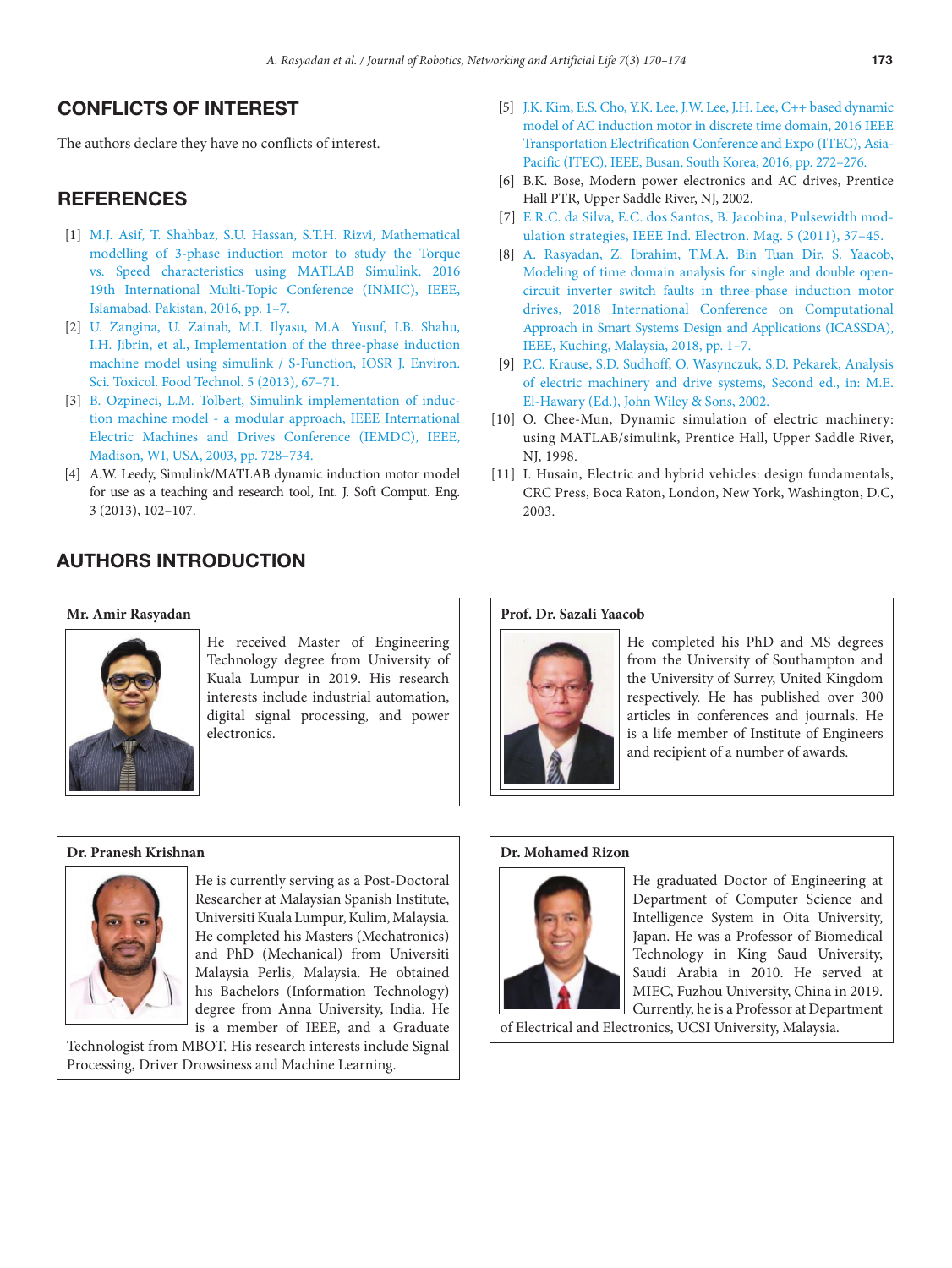## CONFLICTS OF INTEREST

The authors declare they have no conflicts of interest.

## REFERENCES

[1] M.J. Asif, T. Shahbaz, S.U. Hassan, S.T.H. Rizvi, Mathematical modelling of 3-phase induction motor to study the Torque vs. Speed characteristics using MATLAB Simulink, 2016 19th International Multi-Topic Conference (INMIC), IEEE, Islamabad, Pakistan, 2016, pp. 1–7.

[2] U. Zangina, U. Zainab, M.I. Ilyasu, M.A. Yusuf, I.B. Shahu, I.H. Jibrin, et al., Implementation of the three-phase induction machine model using simulink / S-Function, IOSR J. Environ. Sci. Toxicol. Food Technol. 5 (2013), 67–71.

[3] B. Ozpineci, L.M. Tolbert, Simulink implementation of induction machine model - a modular approach, IEEE International Electric Machines and Drives Conference (IEMDC), IEEE, Madison, WI, USA, 2003, pp. 728–734.

[4] A.W. Leedy, Simulink/MATLAB dynamic induction motor model for use as a teaching and research tool, Int. J. Soft Comput. Eng. 3 (2013), 102–107.

[5] J.K. Kim, E.S. Cho, Y.K. Lee, J.W. Lee, J.H. Lee, C++ based dynamic model of AC induction motor in discrete time domain, 2016 IEEE Transportation Electrification Conference and Expo (ITEC), Asia-Pacific (ITEC), IEEE, Busan, South Korea, 2016, pp. 272–276.

[6] B.K. Bose, Modern power electronics and AC drives, Prentice Hall PTR, Upper Saddle River, NJ, 2002.

[7] E.R.C. da Silva, E.C. dos Santos, B. Jacobina, Pulsewidth modulation strategies, IEEE Ind. Electron. Mag. 5 (2011), 37–45.

[8] A. Rasyadan, Z. Ibrahim, T.M.A. Bin Tuan Dir, S. Yaacob, Modeling of time domain analysis for single and double open-circuit inverter switch faults in three-phase induction motor drives, 2018 International Conference on Computational Approach in Smart Systems Design and Applications (ICASSDA), IEEE, Kuching, Malaysia, 2018, pp. 1–7.

[9] P.C. Krause, S.D. Sudhoff, O. Wasynczuk, S.D. Pekarek, Analysis of electric machinery and drive systems, Second ed., in: M.E. El-Hawary (Ed.), John Wiley & Sons, 2002.

[10] O. Chee-Mun, Dynamic simulation of electric machinery: using MATLAB/simulink, Prentice Hall, Upper Saddle River, NJ, 1998.

[11] I. Husain, Electric and hybrid vehicles: design fundamentals, CRC Press, Boca Raton, London, New York, Washington, D.C, 2003.

## AUTHORS INTRODUCTION

**Mr. Amir Rasyadan**

He received Master of Engineering Technology degree from University of Kuala Lumpur in 2019. His research interests include industrial automation, digital signal processing, and power electronics.

**Dr. Pranesh Krishnan**

He is currently serving as a Post-Doctoral Researcher at Malaysian Spanish Institute, Universiti Kuala Lumpur, Kulim, Malaysia. He completed his Masters (Mechatronics) and PhD (Mechanical) from Universiti Malaysia Perlis, Malaysia. He obtained his Bachelors (Information Technology) degree from Anna University, India. He is a member of IEEE, and a Graduate Technologist from MBOT. His research interests include Signal Processing, Driver Drowsiness and Machine Learning.

**Prof. Dr. Sazali Yaacob**

He completed his PhD and MS degrees from the University of Southampton and the University of Surrey, United Kingdom respectively. He has published over 300 articles in conferences and journals. He is a life member of Institute of Engineers and recipient of a number of awards.

**Dr. Mohamed Rizon**

He graduated Doctor of Engineering at Department of Computer Science and Intelligence System in Oita University, Japan. He was a Professor of Biomedical Technology in King Saud University, Saudi Arabia in 2010. He served at MIEC, Fuzhou University, China in 2019. Currently, he is a Professor at Department of Electrical and Electronics, UCSI University, Malaysia.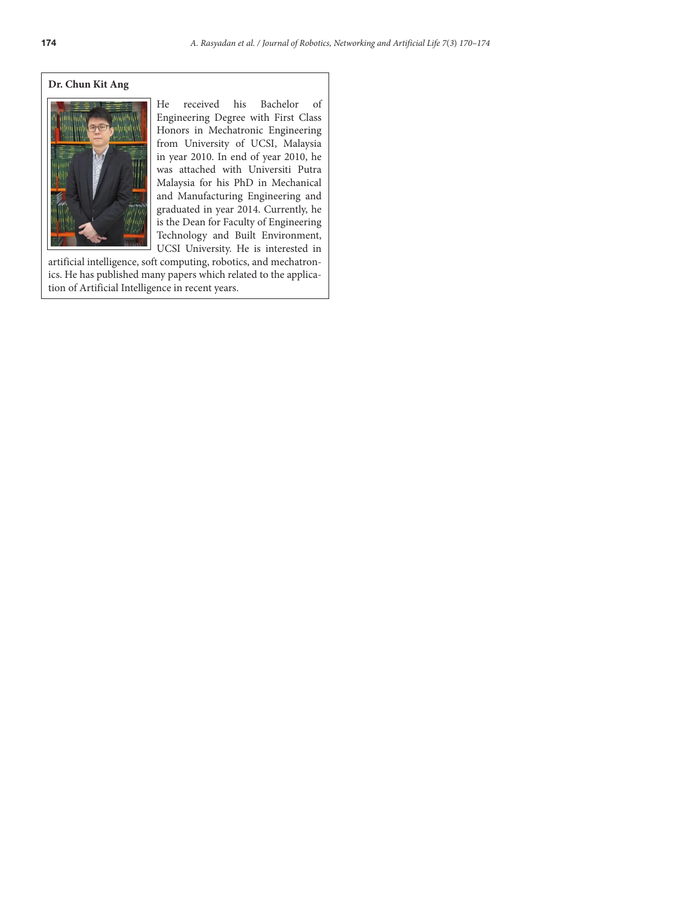**Dr. Chun Kit Ang**

He received his Bachelor of Engineering Degree with First Class Honors in Mechatronic Engineering from University of UCSI, Malaysia in year 2010. In end of year 2010, he was attached with Universiti Putra Malaysia for his PhD in Mechanical and Manufacturing Engineering and graduated in year 2014. Currently, he is the Dean for Faculty of Engineering Technology and Built Environment, UCSI University. He is interested in artificial intelligence, soft computing, robotics, and mechatronics. He has published many papers which related to the application of Artificial Intelligence in recent years.